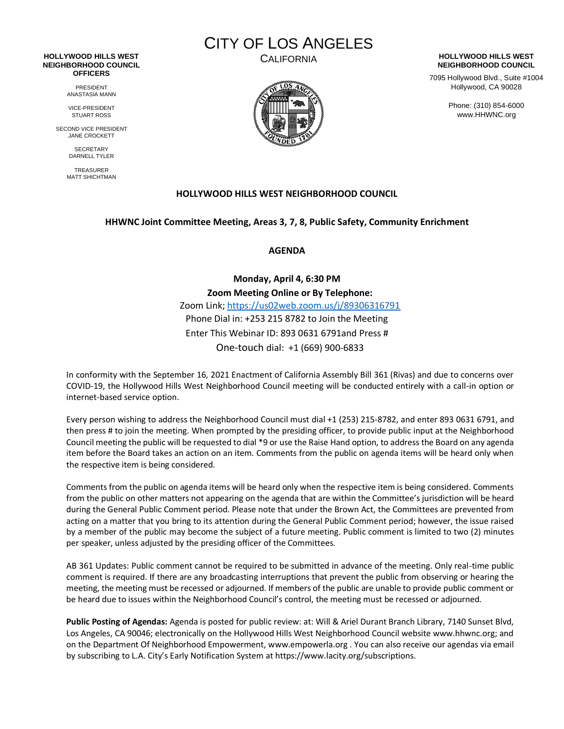**HOLLYWOOD HILLS WEST NEIGHBORHOOD COUNCIL OFFICERS**

PRESIDENT
ANASTASIA MANN

VICE-PRESIDENT
STUART ROSS

SECOND VICE PRESIDENT
JANE CROCKETT

SECRETARY
DARNELL TYLER

TREASURER
MATT SHICHTMAN

# CITY OF LOS ANGELES

CALIFORNIA

**HOLLYWOOD HILLS WEST NEIGHBORHOOD COUNCIL**

7095 Hollywood Blvd., Suite #1004
Hollywood, CA 90028

Phone: (310) 854-6000
www.HHWNC.org

## HOLLYWOOD HILLS WEST NEIGHBORHOOD COUNCIL

### HHWNC Joint Committee Meeting, Areas 3, 7, 8, Public Safety, Community Enrichment

### AGENDA

**Monday, April 4, 6:30 PM**

**Zoom Meeting Online or By Telephone:**

Zoom Link; https://us02web.zoom.us/j/89306316791

Phone Dial in: +253 215 8782 to Join the Meeting

Enter This Webinar ID: 893 0631 6791and Press #

One-touch dial: +1 (669) 900-6833

In conformity with the September 16, 2021 Enactment of California Assembly Bill 361 (Rivas) and due to concerns over COVID-19, the Hollywood Hills West Neighborhood Council meeting will be conducted entirely with a call-in option or internet-based service option.

Every person wishing to address the Neighborhood Council must dial +1 (253) 215-8782, and enter 893 0631 6791, and then press # to join the meeting. When prompted by the presiding officer, to provide public input at the Neighborhood Council meeting the public will be requested to dial *9 or use the Raise Hand option, to address the Board on any agenda item before the Board takes an action on an item. Comments from the public on agenda items will be heard only when the respective item is being considered.

Comments from the public on agenda items will be heard only when the respective item is being considered. Comments from the public on other matters not appearing on the agenda that are within the Committee's jurisdiction will be heard during the General Public Comment period. Please note that under the Brown Act, the Committees are prevented from acting on a matter that you bring to its attention during the General Public Comment period; however, the issue raised by a member of the public may become the subject of a future meeting. Public comment is limited to two (2) minutes per speaker, unless adjusted by the presiding officer of the Committees.

AB 361 Updates: Public comment cannot be required to be submitted in advance of the meeting. Only real-time public comment is required. If there are any broadcasting interruptions that prevent the public from observing or hearing the meeting, the meeting must be recessed or adjourned. If members of the public are unable to provide public comment or be heard due to issues within the Neighborhood Council's control, the meeting must be recessed or adjourned.

**Public Posting of Agendas:** Agenda is posted for public review: at: Will & Ariel Durant Branch Library, 7140 Sunset Blvd, Los Angeles, CA 90046; electronically on the Hollywood Hills West Neighborhood Council website www.hhwnc.org; and on the Department Of Neighborhood Empowerment, www.empowerla.org . You can also receive our agendas via email by subscribing to L.A. City's Early Notification System at https://www.lacity.org/subscriptions.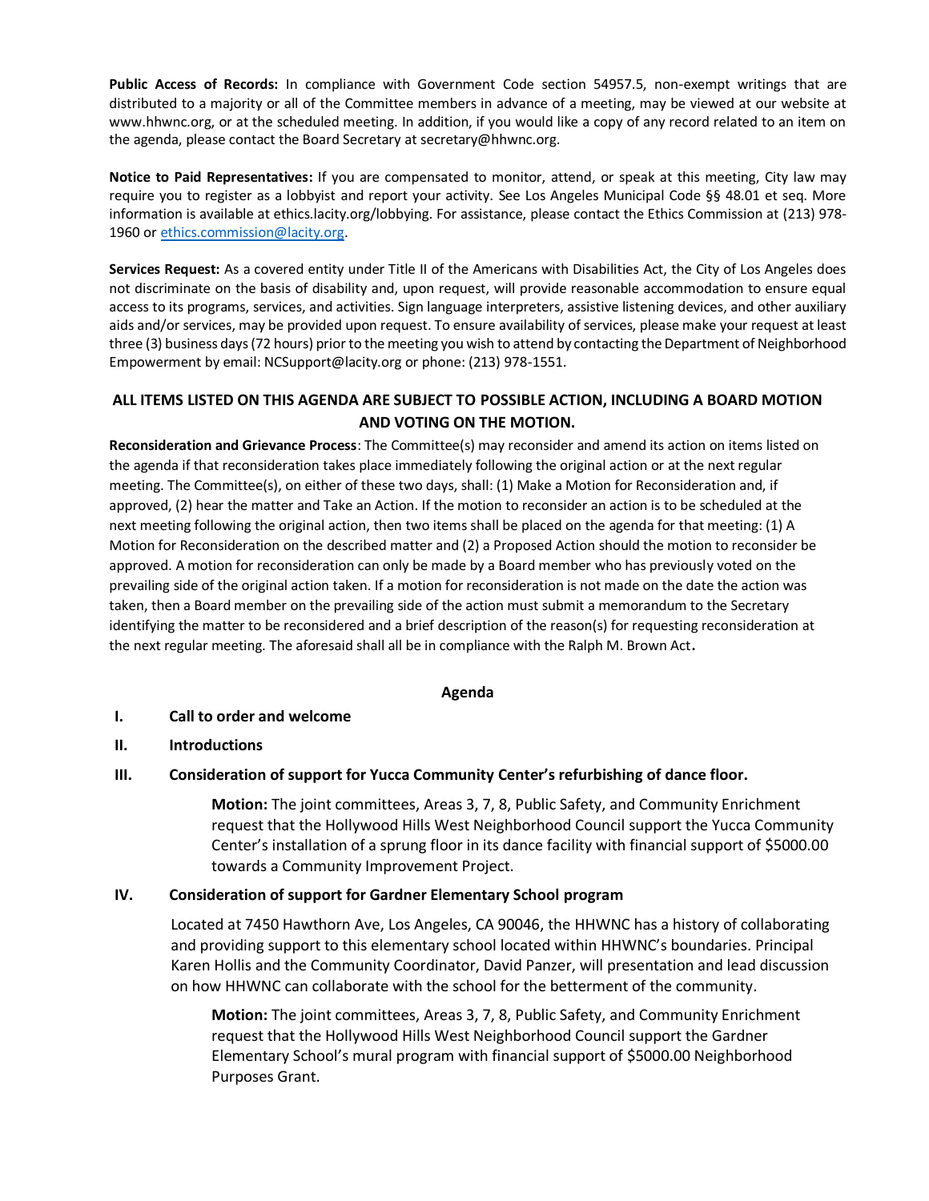**Public Access of Records:** In compliance with Government Code section 54957.5, non-exempt writings that are distributed to a majority or all of the Committee members in advance of a meeting, may be viewed at our website at www.hhwnc.org, or at the scheduled meeting. In addition, if you would like a copy of any record related to an item on the agenda, please contact the Board Secretary at secretary@hhwnc.org.

**Notice to Paid Representatives:** If you are compensated to monitor, attend, or speak at this meeting, City law may require you to register as a lobbyist and report your activity. See Los Angeles Municipal Code §§ 48.01 et seq. More information is available at ethics.lacity.org/lobbying. For assistance, please contact the Ethics Commission at (213) 978-1960 or ethics.commission@lacity.org.

**Services Request:** As a covered entity under Title II of the Americans with Disabilities Act, the City of Los Angeles does not discriminate on the basis of disability and, upon request, will provide reasonable accommodation to ensure equal access to its programs, services, and activities. Sign language interpreters, assistive listening devices, and other auxiliary aids and/or services, may be provided upon request. To ensure availability of services, please make your request at least three (3) business days (72 hours) prior to the meeting you wish to attend by contacting the Department of Neighborhood Empowerment by email: NCSupport@lacity.org or phone: (213) 978-1551.

**ALL ITEMS LISTED ON THIS AGENDA ARE SUBJECT TO POSSIBLE ACTION, INCLUDING A BOARD MOTION AND VOTING ON THE MOTION.**

**Reconsideration and Grievance Process**: The Committee(s) may reconsider and amend its action on items listed on the agenda if that reconsideration takes place immediately following the original action or at the next regular meeting. The Committee(s), on either of these two days, shall: (1) Make a Motion for Reconsideration and, if approved, (2) hear the matter and Take an Action. If the motion to reconsider an action is to be scheduled at the next meeting following the original action, then two items shall be placed on the agenda for that meeting: (1) A Motion for Reconsideration on the described matter and (2) a Proposed Action should the motion to reconsider be approved. A motion for reconsideration can only be made by a Board member who has previously voted on the prevailing side of the original action taken. If a motion for reconsideration is not made on the date the action was taken, then a Board member on the prevailing side of the action must submit a memorandum to the Secretary identifying the matter to be reconsidered and a brief description of the reason(s) for requesting reconsideration at the next regular meeting. The aforesaid shall all be in compliance with the Ralph M. Brown Act**.**

## Agenda

**I. Call to order and welcome**

**II. Introductions**

**III. Consideration of support for Yucca Community Center's refurbishing of dance floor.**

> **Motion:** The joint committees, Areas 3, 7, 8, Public Safety, and Community Enrichment request that the Hollywood Hills West Neighborhood Council support the Yucca Community Center's installation of a sprung floor in its dance facility with financial support of $5000.00 towards a Community Improvement Project.

**IV. Consideration of support for Gardner Elementary School program**

Located at 7450 Hawthorn Ave, Los Angeles, CA 90046, the HHWNC has a history of collaborating and providing support to this elementary school located within HHWNC's boundaries. Principal Karen Hollis and the Community Coordinator, David Panzer, will presentation and lead discussion on how HHWNC can collaborate with the school for the betterment of the community.

> **Motion:** The joint committees, Areas 3, 7, 8, Public Safety, and Community Enrichment request that the Hollywood Hills West Neighborhood Council support the Gardner Elementary School's mural program with financial support of $5000.00 Neighborhood Purposes Grant.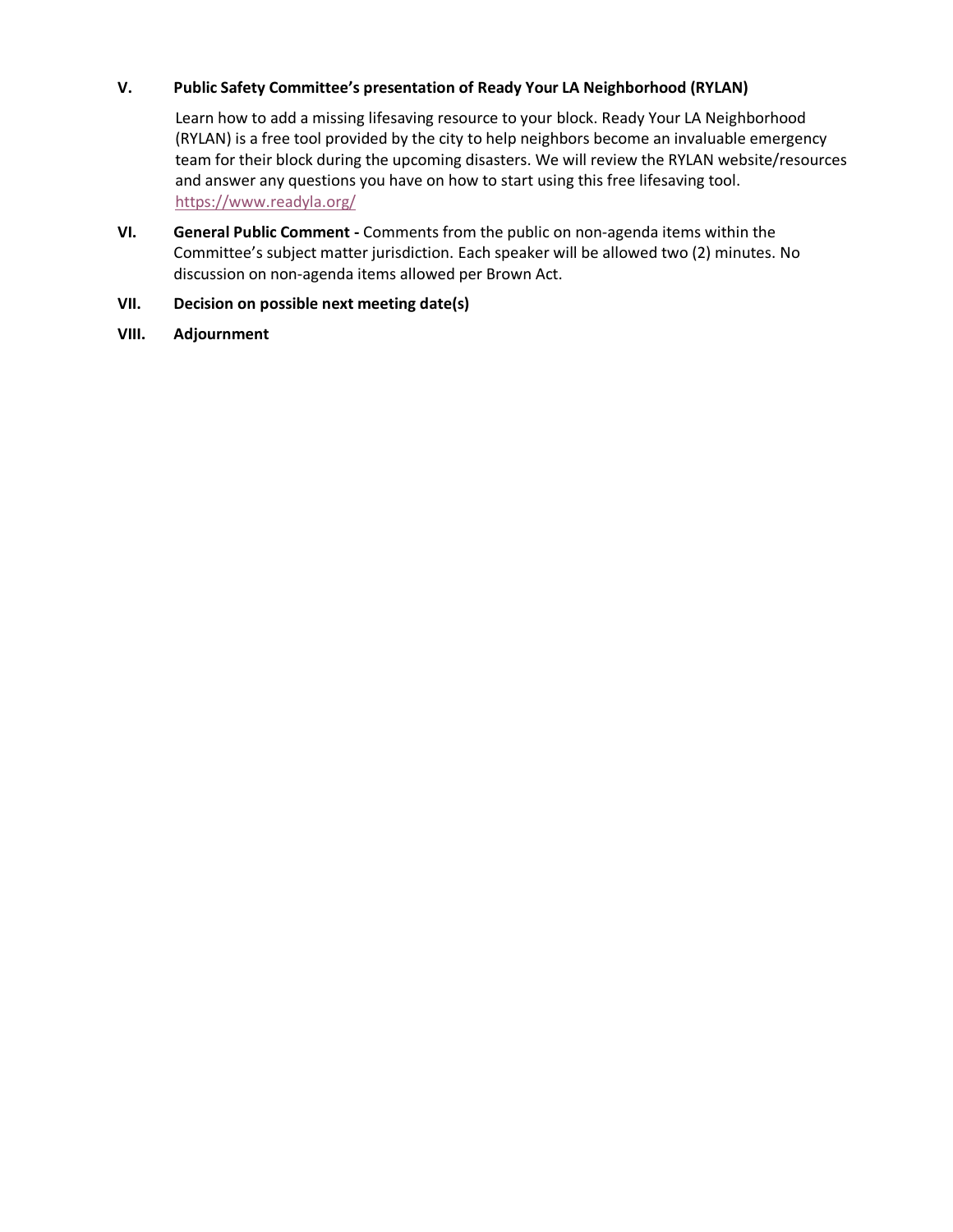**V. Public Safety Committee's presentation of Ready Your LA Neighborhood (RYLAN)**

Learn how to add a missing lifesaving resource to your block. Ready Your LA Neighborhood (RYLAN) is a free tool provided by the city to help neighbors become an invaluable emergency team for their block during the upcoming disasters. We will review the RYLAN website/resources and answer any questions you have on how to start using this free lifesaving tool. https://www.readyla.org/

**VI. General Public Comment -** Comments from the public on non-agenda items within the Committee's subject matter jurisdiction. Each speaker will be allowed two (2) minutes. No discussion on non-agenda items allowed per Brown Act.

**VII. Decision on possible next meeting date(s)**

**VIII. Adjournment**